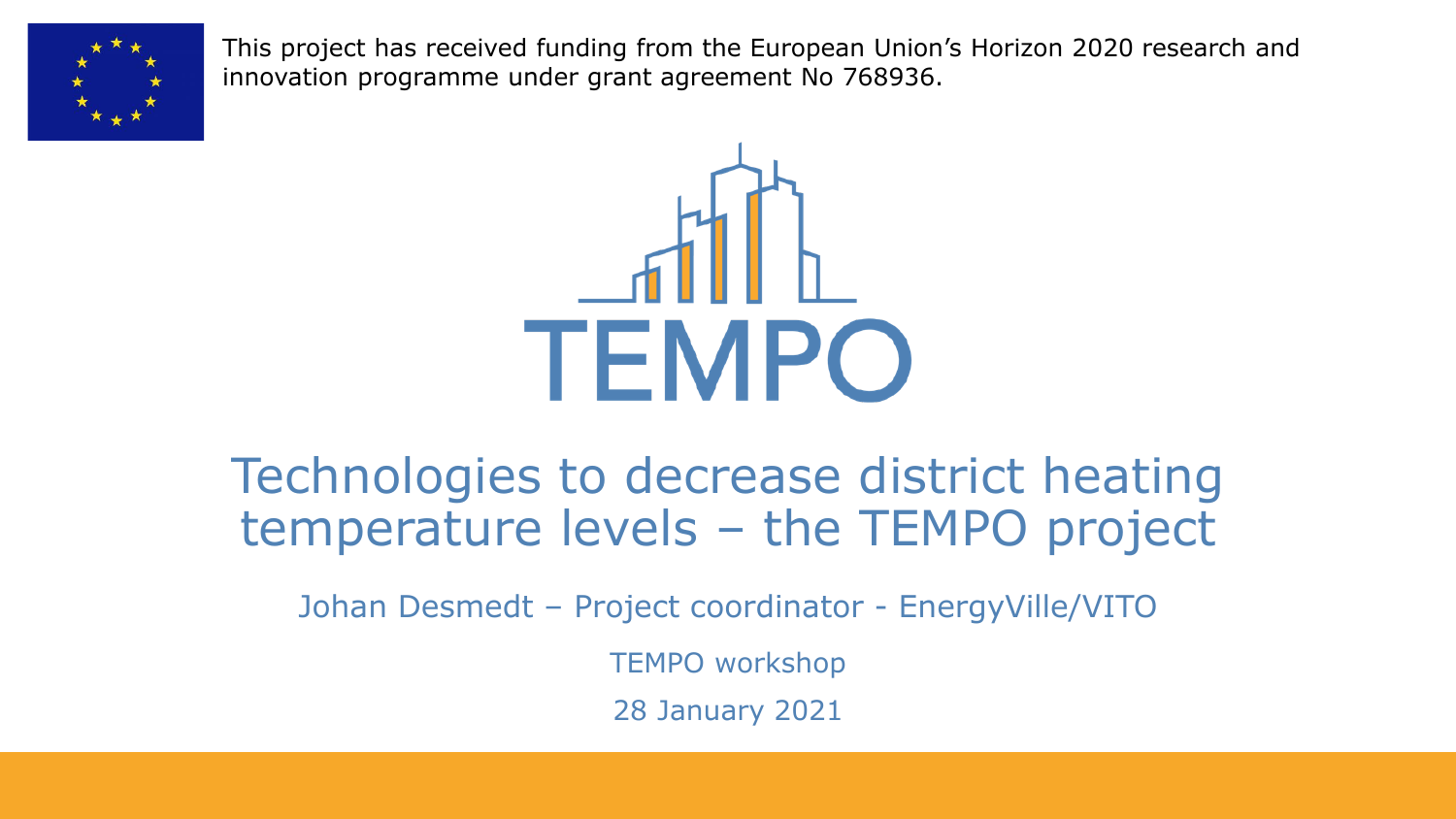This project has received funding from the European Union's Horizon 2020 research and innovation programme under grant agreement No 768936.

TEMPO

# Technologies to decrease district heating temperature levels – the TEMPO project

Johan Desmedt – Project coordinator - EnergyVille/VITO

TEMPO workshop

28 January 2021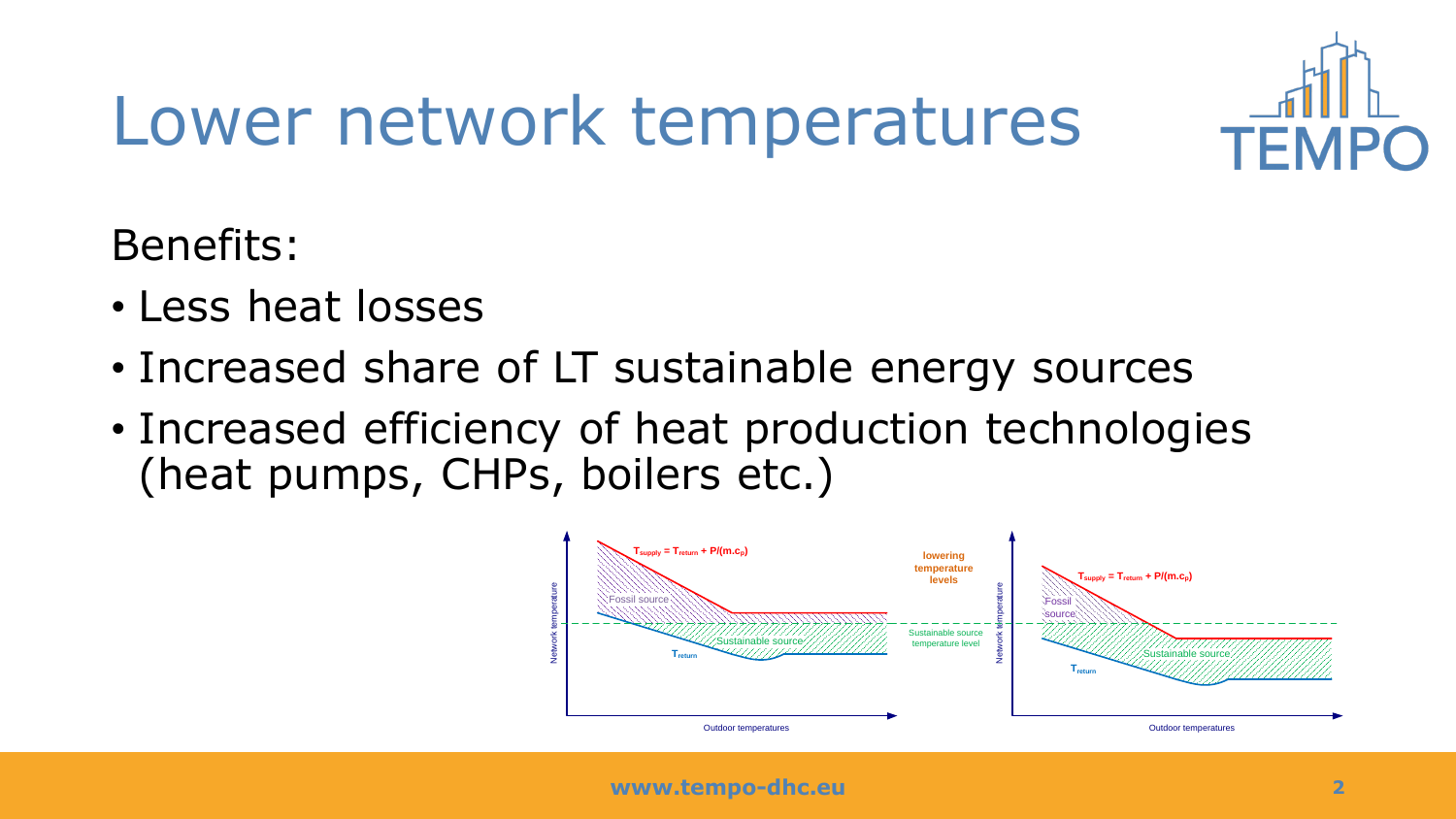# Lower network temperatures

Benefits:

- Less heat losses
- Increased share of LT sustainable energy sources
- Increased efficiency of heat production technologies (heat pumps, CHPs, boilers etc.)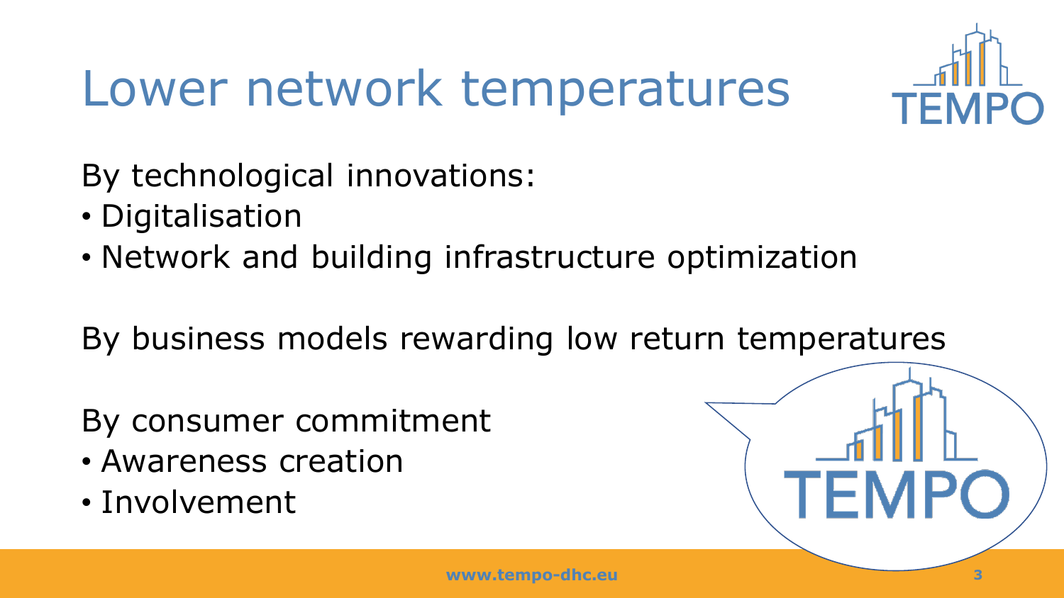# Lower network temperatures

By technological innovations:

- Digitalisation
- Network and building infrastructure optimization

By business models rewarding low return temperatures

By consumer commitment

- Awareness creation
- Involvement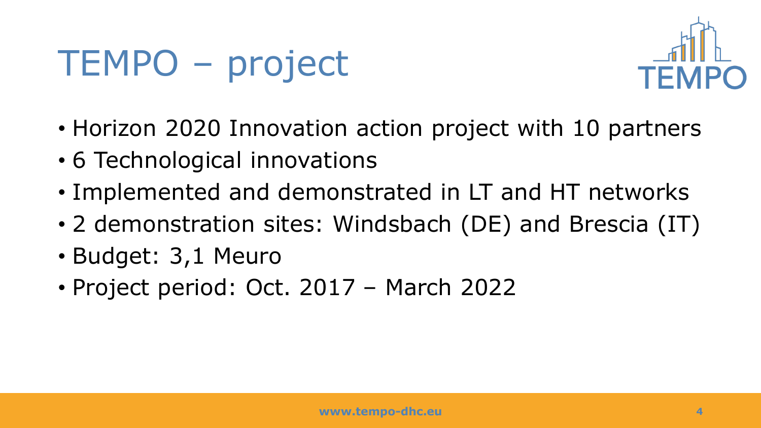# TEMPO – project

- Horizon 2020 Innovation action project with 10 partners
- 6 Technological innovations
- Implemented and demonstrated in LT and HT networks
- 2 demonstration sites: Windsbach (DE) and Brescia (IT)
- Budget: 3,1 Meuro
- Project period: Oct. 2017 – March 2022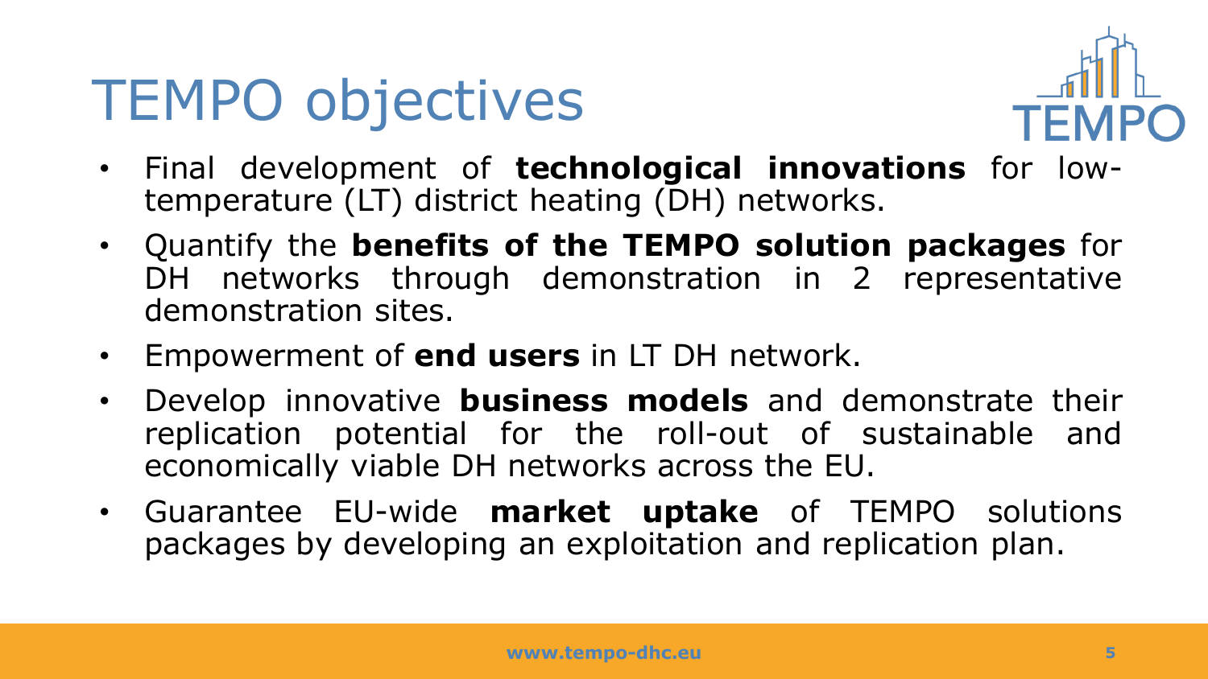# TEMPO objectives

- Final development of **technological innovations** for low-temperature (LT) district heating (DH) networks.
- Quantify the **benefits of the TEMPO solution packages** for DH networks through demonstration in 2 representative demonstration sites.
- Empowerment of **end users** in LT DH network.
- Develop innovative **business models** and demonstrate their replication potential for the roll-out of sustainable and economically viable DH networks across the EU.
- Guarantee EU-wide **market uptake** of TEMPO solutions packages by developing an exploitation and replication plan.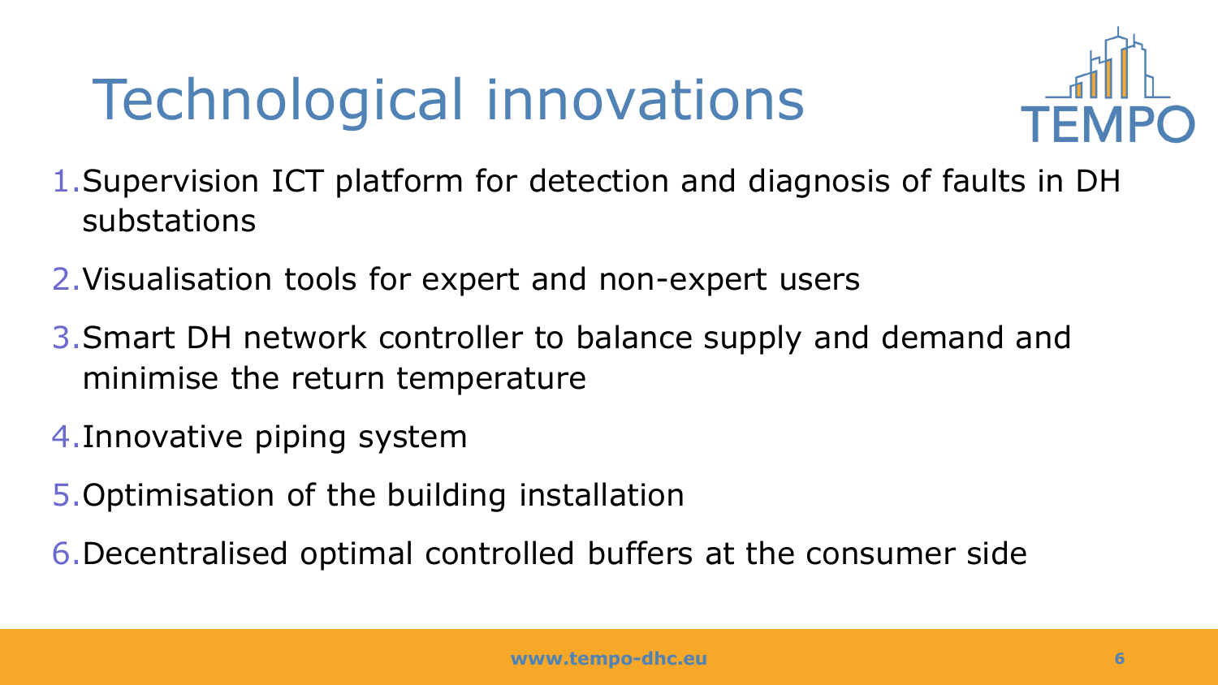# Technological innovations

1. Supervision ICT platform for detection and diagnosis of faults in DH substations
2. Visualisation tools for expert and non-expert users
3. Smart DH network controller to balance supply and demand and minimise the return temperature
4. Innovative piping system
5. Optimisation of the building installation
6. Decentralised optimal controlled buffers at the consumer side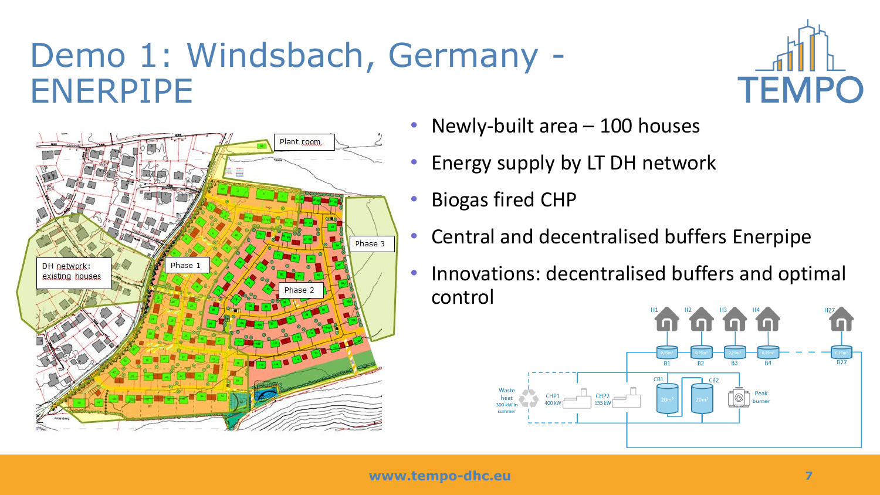# Demo 1: Windsbach, Germany - ENERPIPE

- Newly-built area – 100 houses
- Energy supply by LT DH network
- Biogas fired CHP
- Central and decentralised buffers Enerpipe
- Innovations: decentralised buffers and optimal control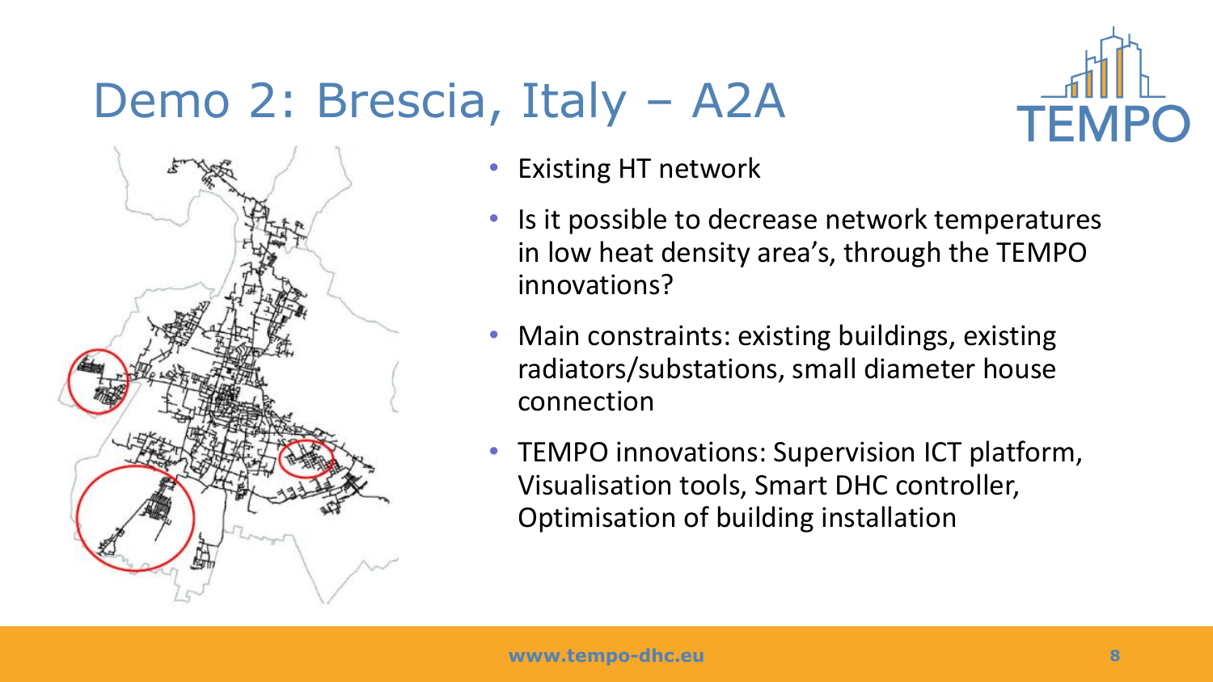# Demo 2: Brescia, Italy – A2A

- Existing HT network
- Is it possible to decrease network temperatures in low heat density area's, through the TEMPO innovations?
- Main constraints: existing buildings, existing radiators/substations, small diameter house connection
- TEMPO innovations: Supervision ICT platform, Visualisation tools, Smart DHC controller, Optimisation of building installation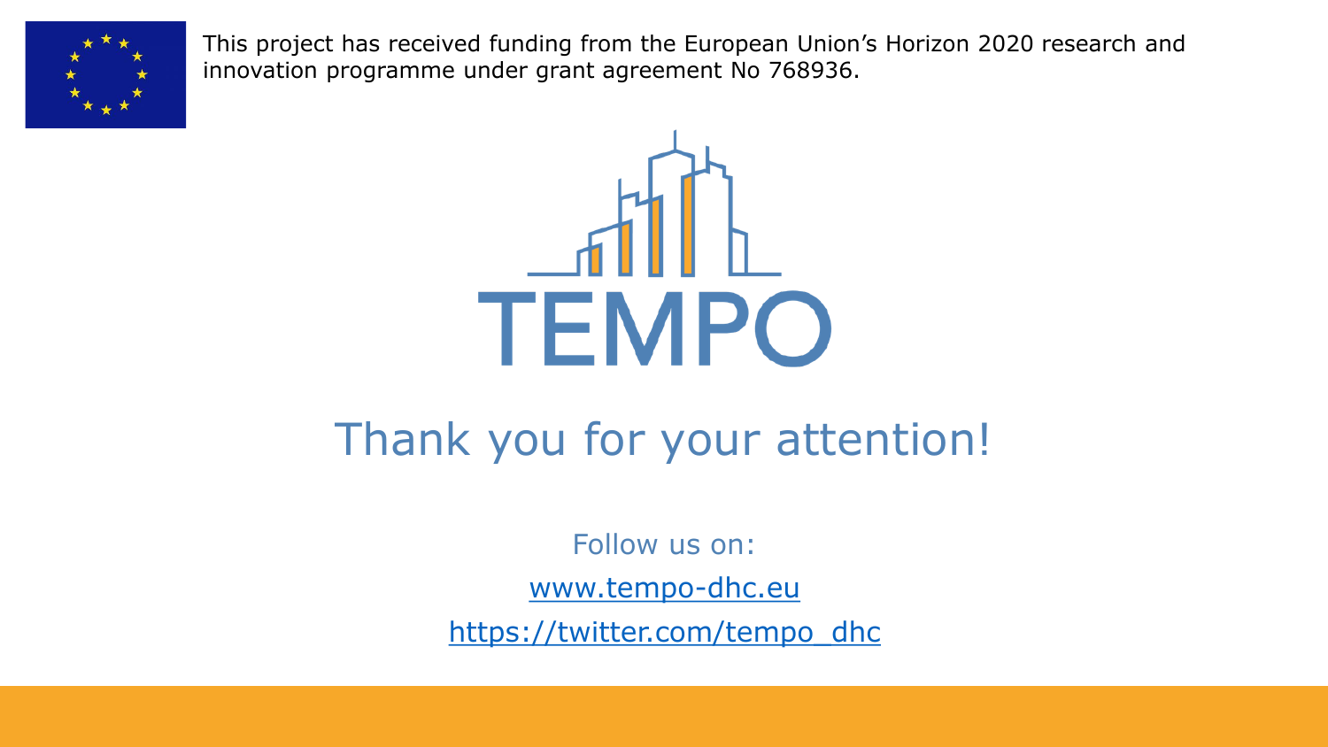This project has received funding from the European Union's Horizon 2020 research and innovation programme under grant agreement No 768936.

TEMPO

# Thank you for your attention!

Follow us on:

www.tempo-dhc.eu

https://twitter.com/tempo_dhc